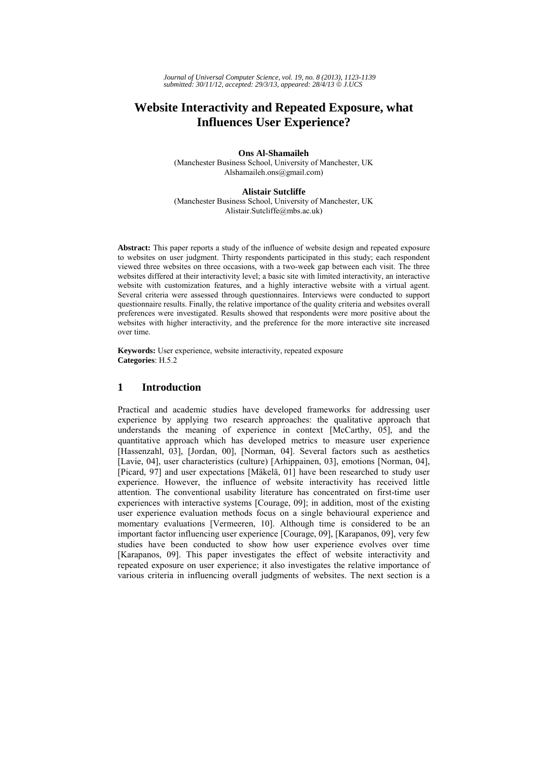# Website Interactivity and Repeated Exposure, what Influences User Experience?

**Ons Al-Shamaileh**
(Manchester Business School, University of Manchester, UK
Alshamaileh.ons@gmail.com)

**Alistair Sutcliffe**
(Manchester Business School, University of Manchester, UK
Alistair.Sutcliffe@mbs.ac.uk)

**Abstract:** This paper reports a study of the influence of website design and repeated exposure to websites on user judgment. Thirty respondents participated in this study; each respondent viewed three websites on three occasions, with a two-week gap between each visit. The three websites differed at their interactivity level; a basic site with limited interactivity, an interactive website with customization features, and a highly interactive website with a virtual agent. Several criteria were assessed through questionnaires. Interviews were conducted to support questionnaire results. Finally, the relative importance of the quality criteria and websites overall preferences were investigated. Results showed that respondents were more positive about the websites with higher interactivity, and the preference for the more interactive site increased over time.

**Keywords:** User experience, website interactivity, repeated exposure
**Categories**: H.5.2

## 1 Introduction

Practical and academic studies have developed frameworks for addressing user experience by applying two research approaches: the qualitative approach that understands the meaning of experience in context [McCarthy, 05], and the quantitative approach which has developed metrics to measure user experience [Hassenzahl, 03], [Jordan, 00], [Norman, 04]. Several factors such as aesthetics [Lavie, 04], user characteristics (culture) [Arhippainen, 03], emotions [Norman, 04], [Picard, 97] and user expectations [Mäkelä, 01] have been researched to study user experience. However, the influence of website interactivity has received little attention. The conventional usability literature has concentrated on first-time user experiences with interactive systems [Courage, 09]; in addition, most of the existing user experience evaluation methods focus on a single behavioural experience and momentary evaluations [Vermeeren, 10]. Although time is considered to be an important factor influencing user experience [Courage, 09], [Karapanos, 09], very few studies have been conducted to show how user experience evolves over time [Karapanos, 09]. This paper investigates the effect of website interactivity and repeated exposure on user experience; it also investigates the relative importance of various criteria in influencing overall judgments of websites. The next section is a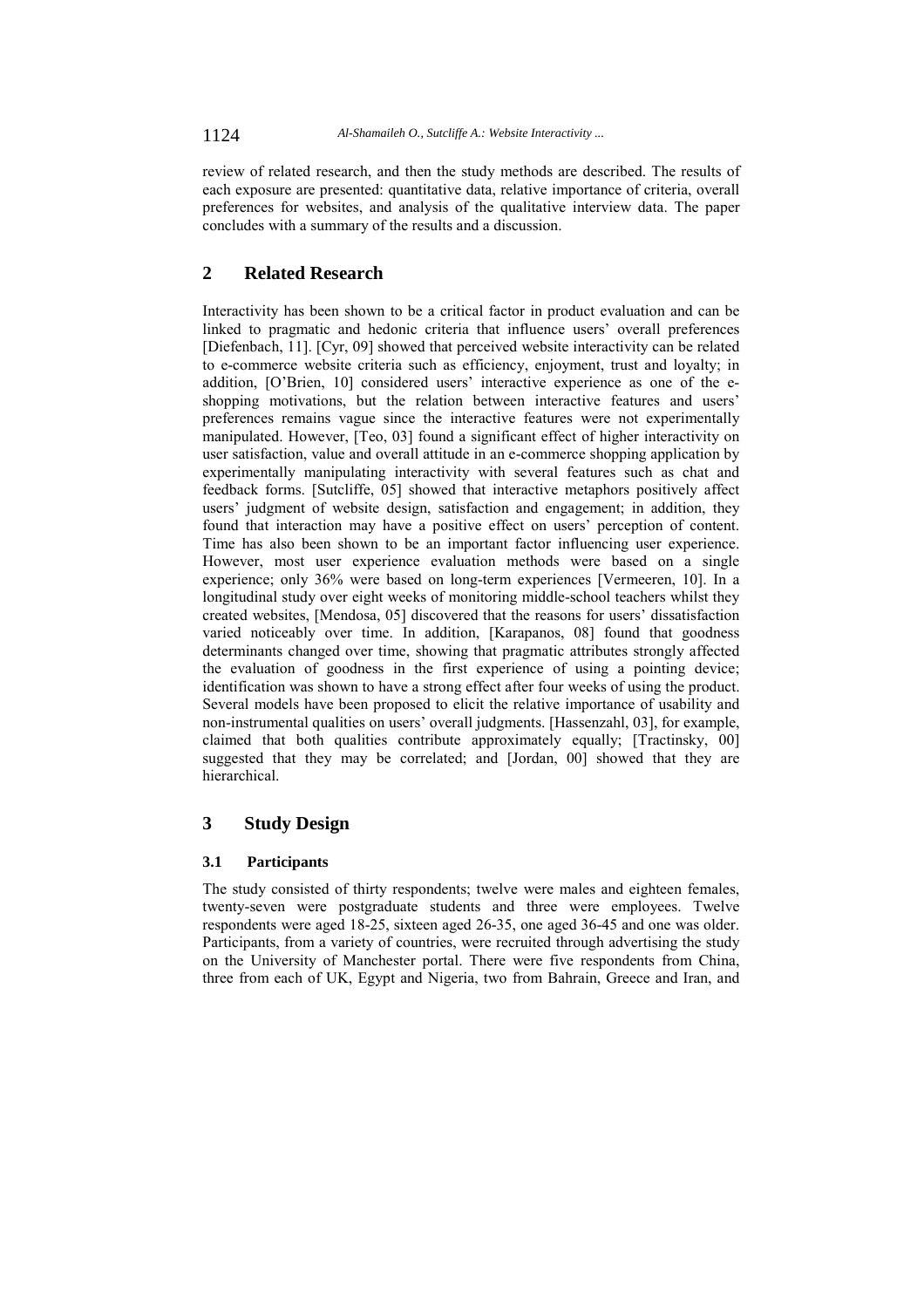review of related research, and then the study methods are described. The results of each exposure are presented: quantitative data, relative importance of criteria, overall preferences for websites, and analysis of the qualitative interview data. The paper concludes with a summary of the results and a discussion.

## 2 Related Research

Interactivity has been shown to be a critical factor in product evaluation and can be linked to pragmatic and hedonic criteria that influence users' overall preferences [Diefenbach, 11]. [Cyr, 09] showed that perceived website interactivity can be related to e-commerce website criteria such as efficiency, enjoyment, trust and loyalty; in addition, [O'Brien, 10] considered users' interactive experience as one of the e-shopping motivations, but the relation between interactive features and users' preferences remains vague since the interactive features were not experimentally manipulated. However, [Teo, 03] found a significant effect of higher interactivity on user satisfaction, value and overall attitude in an e-commerce shopping application by experimentally manipulating interactivity with several features such as chat and feedback forms. [Sutcliffe, 05] showed that interactive metaphors positively affect users' judgment of website design, satisfaction and engagement; in addition, they found that interaction may have a positive effect on users' perception of content. Time has also been shown to be an important factor influencing user experience. However, most user experience evaluation methods were based on a single experience; only 36% were based on long-term experiences [Vermeeren, 10]. In a longitudinal study over eight weeks of monitoring middle-school teachers whilst they created websites, [Mendosa, 05] discovered that the reasons for users' dissatisfaction varied noticeably over time. In addition, [Karapanos, 08] found that goodness determinants changed over time, showing that pragmatic attributes strongly affected the evaluation of goodness in the first experience of using a pointing device; identification was shown to have a strong effect after four weeks of using the product. Several models have been proposed to elicit the relative importance of usability and non-instrumental qualities on users' overall judgments. [Hassenzahl, 03], for example, claimed that both qualities contribute approximately equally; [Tractinsky, 00] suggested that they may be correlated; and [Jordan, 00] showed that they are hierarchical.

## 3 Study Design

### 3.1 Participants

The study consisted of thirty respondents; twelve were males and eighteen females, twenty-seven were postgraduate students and three were employees. Twelve respondents were aged 18-25, sixteen aged 26-35, one aged 36-45 and one was older. Participants, from a variety of countries, were recruited through advertising the study on the University of Manchester portal. There were five respondents from China, three from each of UK, Egypt and Nigeria, two from Bahrain, Greece and Iran, and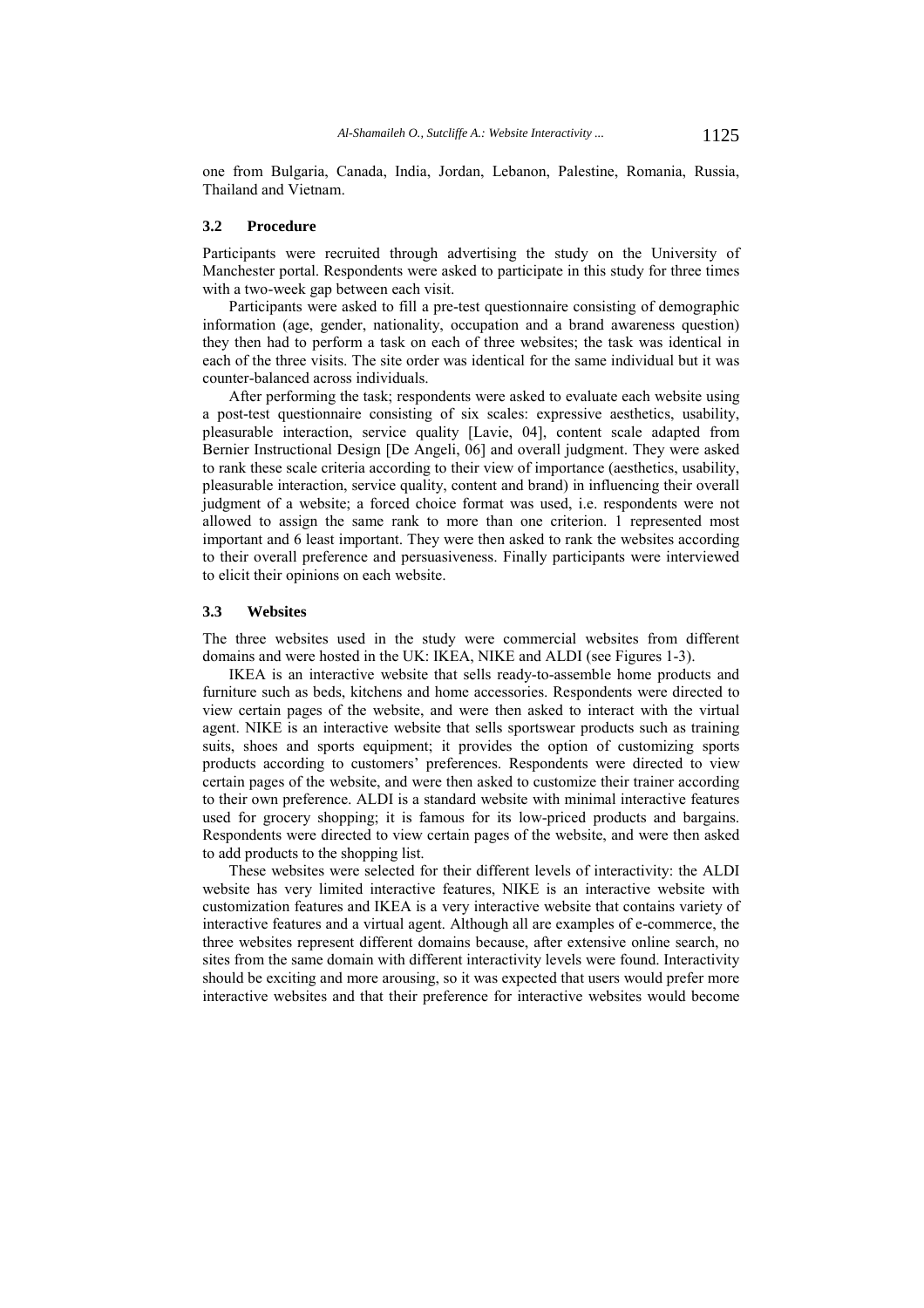one from Bulgaria, Canada, India, Jordan, Lebanon, Palestine, Romania, Russia, Thailand and Vietnam.

### 3.2 Procedure

Participants were recruited through advertising the study on the University of Manchester portal. Respondents were asked to participate in this study for three times with a two-week gap between each visit.

Participants were asked to fill a pre-test questionnaire consisting of demographic information (age, gender, nationality, occupation and a brand awareness question) they then had to perform a task on each of three websites; the task was identical in each of the three visits. The site order was identical for the same individual but it was counter-balanced across individuals.

After performing the task; respondents were asked to evaluate each website using a post-test questionnaire consisting of six scales: expressive aesthetics, usability, pleasurable interaction, service quality [Lavie, 04], content scale adapted from Bernier Instructional Design [De Angeli, 06] and overall judgment. They were asked to rank these scale criteria according to their view of importance (aesthetics, usability, pleasurable interaction, service quality, content and brand) in influencing their overall judgment of a website; a forced choice format was used, i.e. respondents were not allowed to assign the same rank to more than one criterion. 1 represented most important and 6 least important. They were then asked to rank the websites according to their overall preference and persuasiveness. Finally participants were interviewed to elicit their opinions on each website.

### 3.3 Websites

The three websites used in the study were commercial websites from different domains and were hosted in the UK: IKEA, NIKE and ALDI (see Figures 1-3).

IKEA is an interactive website that sells ready-to-assemble home products and furniture such as beds, kitchens and home accessories. Respondents were directed to view certain pages of the website, and were then asked to interact with the virtual agent. NIKE is an interactive website that sells sportswear products such as training suits, shoes and sports equipment; it provides the option of customizing sports products according to customers' preferences. Respondents were directed to view certain pages of the website, and were then asked to customize their trainer according to their own preference. ALDI is a standard website with minimal interactive features used for grocery shopping; it is famous for its low-priced products and bargains. Respondents were directed to view certain pages of the website, and were then asked to add products to the shopping list.

These websites were selected for their different levels of interactivity: the ALDI website has very limited interactive features, NIKE is an interactive website with customization features and IKEA is a very interactive website that contains variety of interactive features and a virtual agent. Although all are examples of e-commerce, the three websites represent different domains because, after extensive online search, no sites from the same domain with different interactivity levels were found. Interactivity should be exciting and more arousing, so it was expected that users would prefer more interactive websites and that their preference for interactive websites would become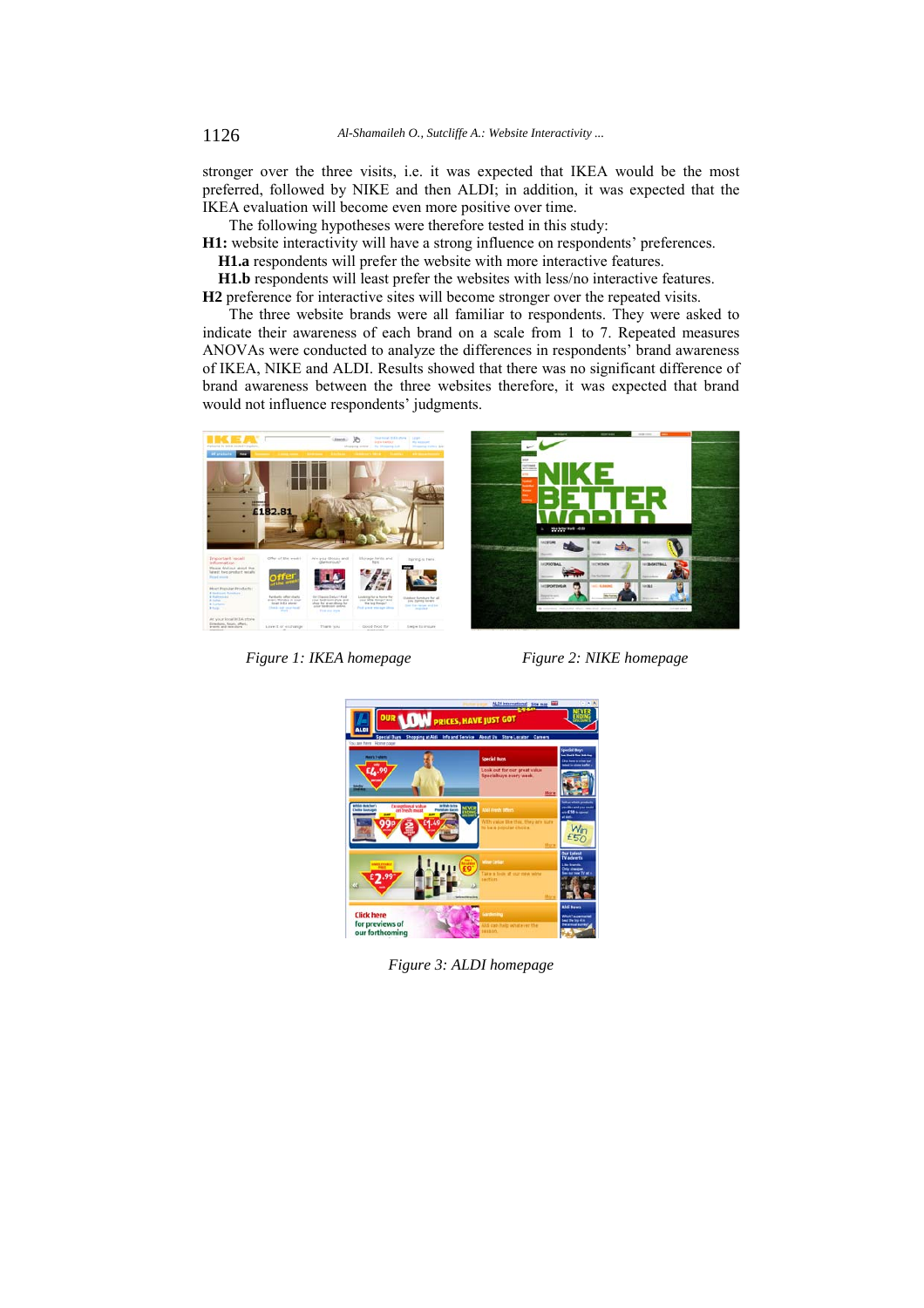stronger over the three visits, i.e. it was expected that IKEA would be the most preferred, followed by NIKE and then ALDI; in addition, it was expected that the IKEA evaluation will become even more positive over time.

The following hypotheses were therefore tested in this study:

**H1:** website interactivity will have a strong influence on respondents' preferences.

**H1.a** respondents will prefer the website with more interactive features.

**H1.b** respondents will least prefer the websites with less/no interactive features.

**H2** preference for interactive sites will become stronger over the repeated visits.

The three website brands were all familiar to respondents. They were asked to indicate their awareness of each brand on a scale from 1 to 7. Repeated measures ANOVAs were conducted to analyze the differences in respondents' brand awareness of IKEA, NIKE and ALDI. Results showed that there was no significant difference of brand awareness between the three websites therefore, it was expected that brand would not influence respondents' judgments.

*Figure 1: IKEA homepage*

*Figure 2: NIKE homepage*

*Figure 3: ALDI homepage*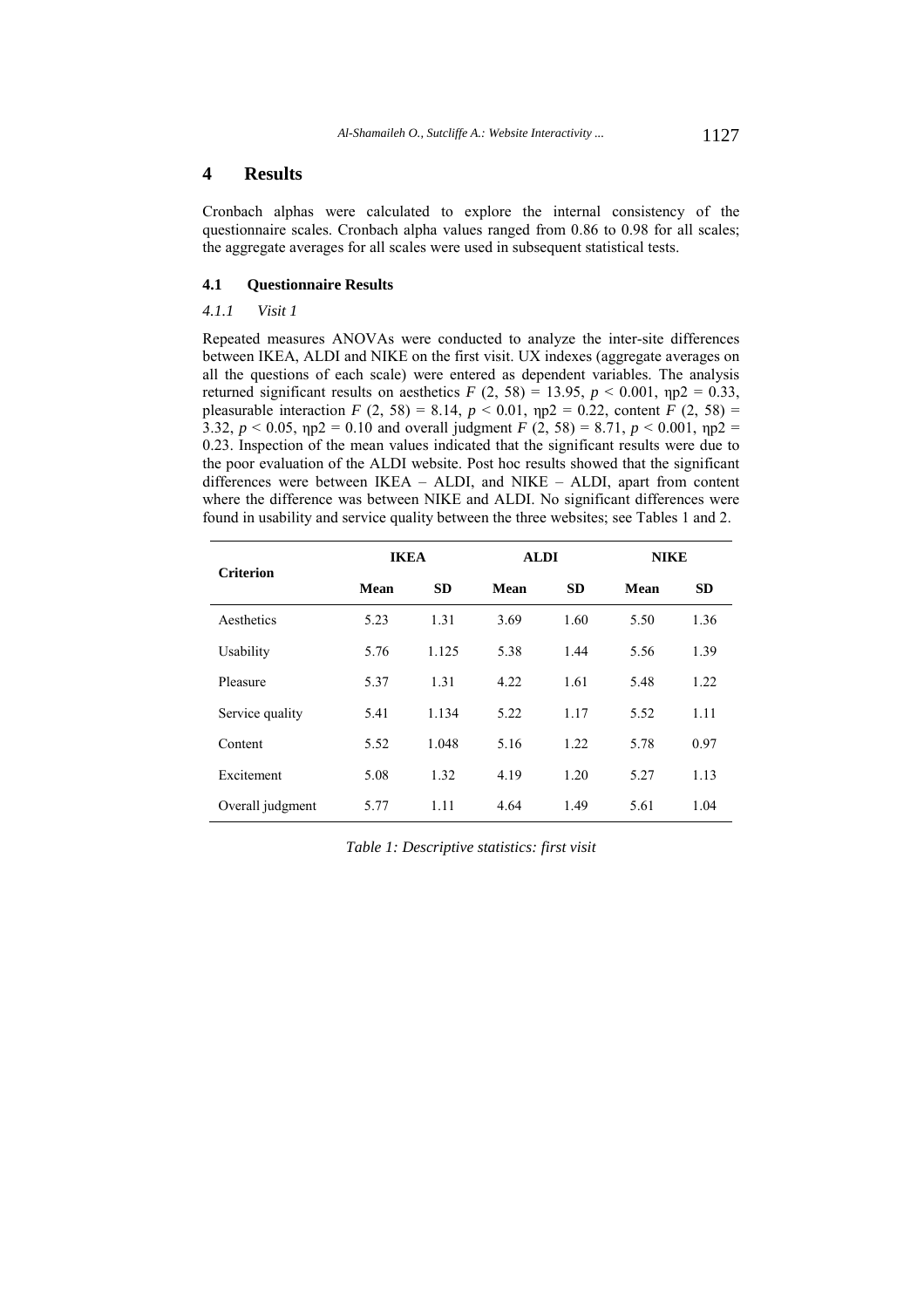# 4 Results

Cronbach alphas were calculated to explore the internal consistency of the questionnaire scales. Cronbach alpha values ranged from 0.86 to 0.98 for all scales; the aggregate averages for all scales were used in subsequent statistical tests.

## 4.1 Questionnaire Results

### *4.1.1 Visit 1*

Repeated measures ANOVAs were conducted to analyze the inter-site differences between IKEA, ALDI and NIKE on the first visit. UX indexes (aggregate averages on all the questions of each scale) were entered as dependent variables. The analysis returned significant results on aesthetics $F$ (2, 58) = 13.95, $p < 0.001$, $\eta p2 = 0.33$, pleasurable interaction $F$ (2, 58) = 8.14, $p < 0.01$, $\eta p2 = 0.22$, content $F$ (2, 58) = 3.32, $p < 0.05$, $\eta p2 = 0.10$ and overall judgment $F$ (2, 58) = 8.71, $p < 0.001$, $\eta p2 = 0.23$. Inspection of the mean values indicated that the significant results were due to the poor evaluation of the ALDI website. Post hoc results showed that the significant differences were between IKEA – ALDI, and NIKE – ALDI, apart from content where the difference was between NIKE and ALDI. No significant differences were found in usability and service quality between the three websites; see Tables 1 and 2.

| Criterion | IKEA | | ALDI | | NIKE | |
|---|---|---|---|---|---|---|
| | Mean | SD | Mean | SD | Mean | SD |
| Aesthetics | 5.23 | 1.31 | 3.69 | 1.60 | 5.50 | 1.36 |
| Usability | 5.76 | 1.125 | 5.38 | 1.44 | 5.56 | 1.39 |
| Pleasure | 5.37 | 1.31 | 4.22 | 1.61 | 5.48 | 1.22 |
| Service quality | 5.41 | 1.134 | 5.22 | 1.17 | 5.52 | 1.11 |
| Content | 5.52 | 1.048 | 5.16 | 1.22 | 5.78 | 0.97 |
| Excitement | 5.08 | 1.32 | 4.19 | 1.20 | 5.27 | 1.13 |
| Overall judgment | 5.77 | 1.11 | 4.64 | 1.49 | 5.61 | 1.04 |

*Table 1: Descriptive statistics: first visit*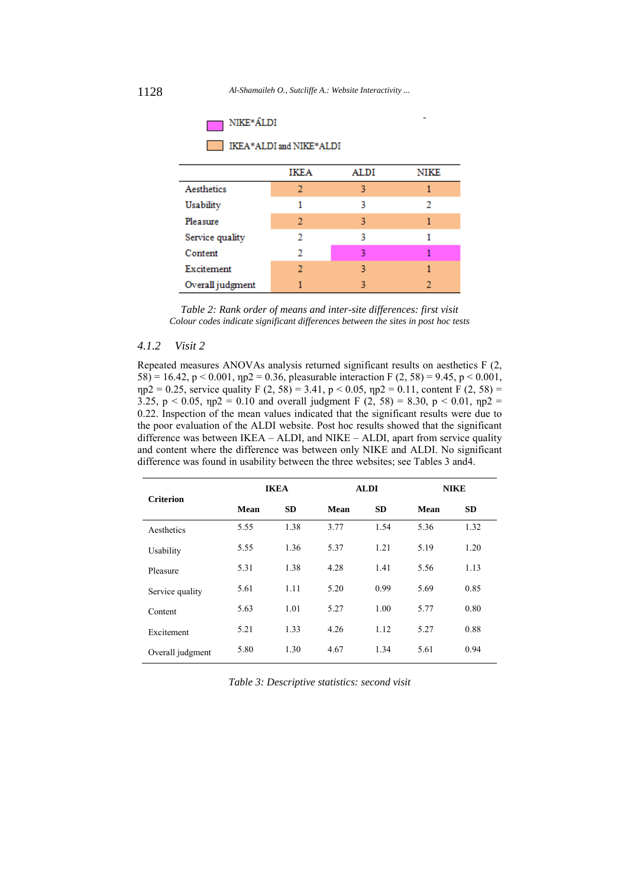NIKE*ALDI (pink)

IKEA*ALDI and NIKE*ALDI (orange)

| | IKEA | ALDI | NIKE |
|---|---|---|---|
| Aesthetics | 2 | 3 | 1 |
| Usability | 1 | 3 | 2 |
| Pleasure | 2 | 3 | 1 |
| Service quality | 2 | 3 | 1 |
| Content | 2 | 3 | 1 |
| Excitement | 2 | 3 | 1 |
| Overall judgment | 1 | 3 | 2 |

*Table 2: Rank order of means and inter-site differences: first visit*
*Colour codes indicate significant differences between the sites in post hoc tests*

### 4.1.2 Visit 2

Repeated measures ANOVAs analysis returned significant results on aesthetics $F (2, 58) = 16.42$, $p < 0.001$, $\eta p2 = 0.36$, pleasurable interaction $F (2, 58) = 9.45$, $p < 0.001$, $\eta p2 = 0.25$, service quality $F (2, 58) = 3.41$, $p < 0.05$, $\eta p2 = 0.11$, content $F (2, 58) = 3.25$, $p < 0.05$, $\eta p2 = 0.10$ and overall judgment $F (2, 58) = 8.30$, $p < 0.01$, $\eta p2 = 0.22$. Inspection of the mean values indicated that the significant results were due to the poor evaluation of the ALDI website. Post hoc results showed that the significant difference was between IKEA – ALDI, and NIKE – ALDI, apart from service quality and content where the difference was between only NIKE and ALDI. No significant difference was found in usability between the three websites; see Tables 3 and4.

| Criterion | IKEA | | ALDI | | NIKE | |
|---|---|---|---|---|---|---|
| | Mean | SD | Mean | SD | Mean | SD |
| Aesthetics | 5.55 | 1.38 | 3.77 | 1.54 | 5.36 | 1.32 |
| Usability | 5.55 | 1.36 | 5.37 | 1.21 | 5.19 | 1.20 |
| Pleasure | 5.31 | 1.38 | 4.28 | 1.41 | 5.56 | 1.13 |
| Service quality | 5.61 | 1.11 | 5.20 | 0.99 | 5.69 | 0.85 |
| Content | 5.63 | 1.01 | 5.27 | 1.00 | 5.77 | 0.80 |
| Excitement | 5.21 | 1.33 | 4.26 | 1.12 | 5.27 | 0.88 |
| Overall judgment | 5.80 | 1.30 | 4.67 | 1.34 | 5.61 | 0.94 |

*Table 3: Descriptive statistics: second visit*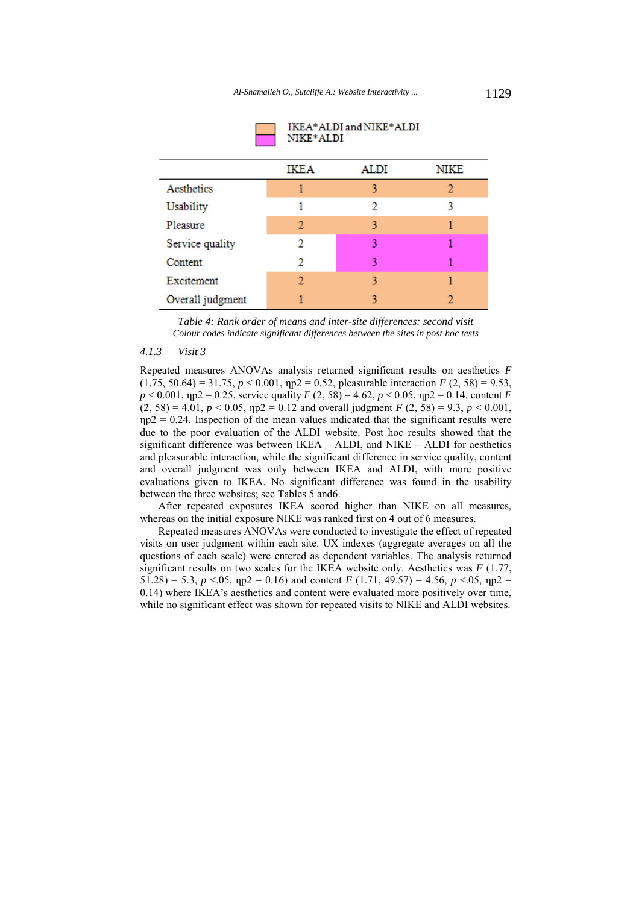IKEA*ALDI and NIKE*ALDI
NIKE*ALDI

| | IKEA | ALDI | NIKE |
|---|---|---|---|
| Aesthetics | 1 | 3 | 2 |
| Usability | 1 | 2 | 3 |
| Pleasure | 2 | 3 | 1 |
| Service quality | 2 | 3 | 1 |
| Content | 2 | 3 | 1 |
| Excitement | 2 | 3 | 1 |
| Overall judgment | 1 | 3 | 2 |

*Table 4: Rank order of means and inter-site differences: second visit*
*Colour codes indicate significant differences between the sites in post hoc tests*

#### 4.1.3 Visit 3

Repeated measures ANOVAs analysis returned significant results on aesthetics $F$ (1.75, 50.64) = 31.75, $p < 0.001$, ηp2 = 0.52, pleasurable interaction $F$ (2, 58) = 9.53, $p < 0.001$, ηp2 = 0.25, service quality $F$ (2, 58) = 4.62, $p < 0.05$, ηp2 = 0.14, content $F$ (2, 58) = 4.01, $p < 0.05$, ηp2 = 0.12 and overall judgment $F$ (2, 58) = 9.3, $p < 0.001$, ηp2 = 0.24. Inspection of the mean values indicated that the significant results were due to the poor evaluation of the ALDI website. Post hoc results showed that the significant difference was between IKEA – ALDI, and NIKE – ALDI for aesthetics and pleasurable interaction, while the significant difference in service quality, content and overall judgment was only between IKEA and ALDI, with more positive evaluations given to IKEA. No significant difference was found in the usability between the three websites; see Tables 5 and6.

After repeated exposures IKEA scored higher than NIKE on all measures, whereas on the initial exposure NIKE was ranked first on 4 out of 6 measures.

Repeated measures ANOVAs were conducted to investigate the effect of repeated visits on user judgment within each site. UX indexes (aggregate averages on all the questions of each scale) were entered as dependent variables. The analysis returned significant results on two scales for the IKEA website only. Aesthetics was $F$ (1.77, 51.28) = 5.3, $p$ <.05, ηp2 = 0.16) and content $F$ (1.71, 49.57) = 4.56, $p$ <.05, ηp2 = 0.14) where IKEA's aesthetics and content were evaluated more positively over time, while no significant effect was shown for repeated visits to NIKE and ALDI websites.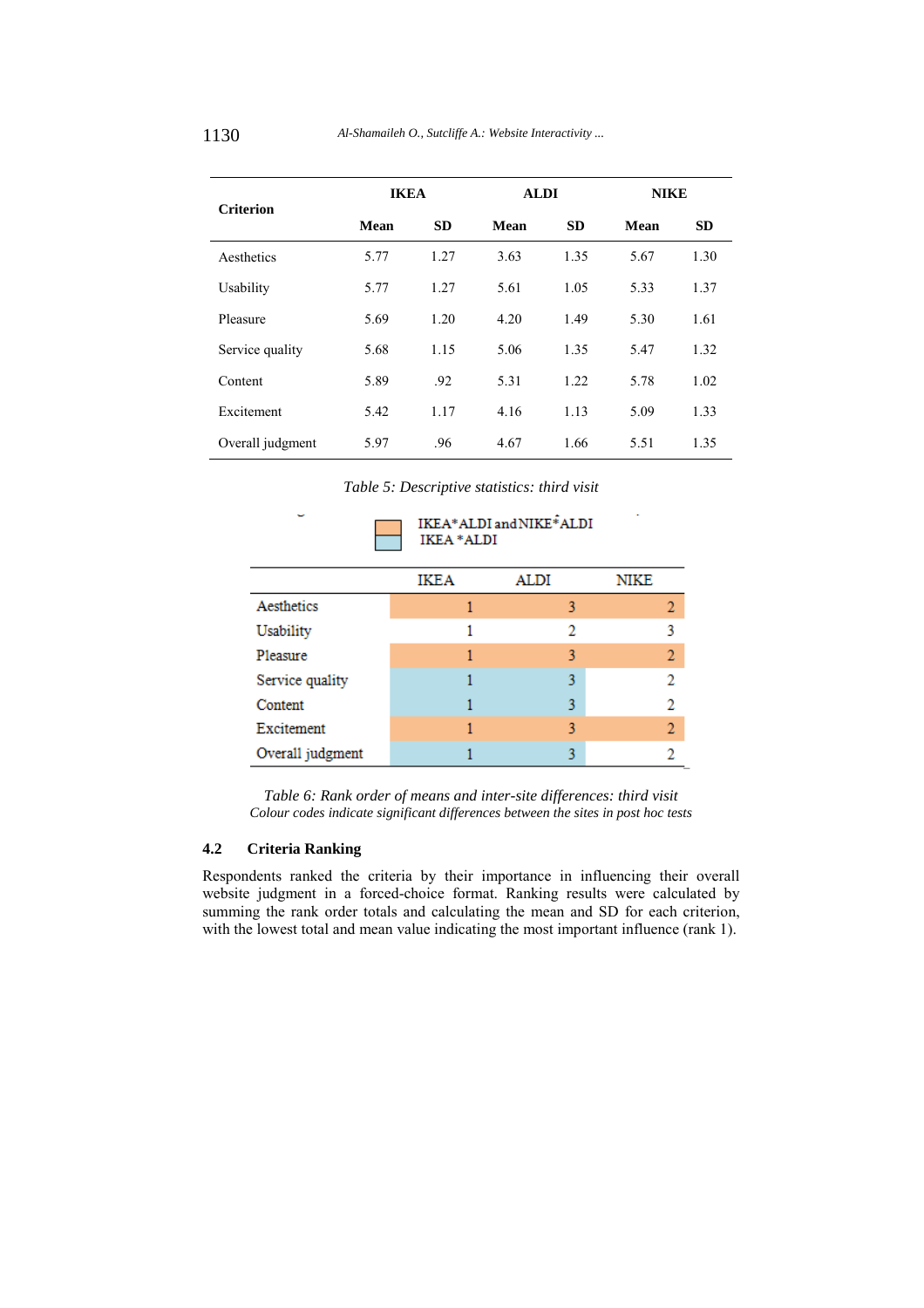| Criterion | IKEA | | ALDI | | NIKE | |
|---|---|---|---|---|---|---|
| | Mean | SD | Mean | SD | Mean | SD |
| Aesthetics | 5.77 | 1.27 | 3.63 | 1.35 | 5.67 | 1.30 |
| Usability | 5.77 | 1.27 | 5.61 | 1.05 | 5.33 | 1.37 |
| Pleasure | 5.69 | 1.20 | 4.20 | 1.49 | 5.30 | 1.61 |
| Service quality | 5.68 | 1.15 | 5.06 | 1.35 | 5.47 | 1.32 |
| Content | 5.89 | .92 | 5.31 | 1.22 | 5.78 | 1.02 |
| Excitement | 5.42 | 1.17 | 4.16 | 1.13 | 5.09 | 1.33 |
| Overall judgment | 5.97 | .96 | 4.67 | 1.66 | 5.51 | 1.35 |

*Table 5: Descriptive statistics: third visit*

Legend: orange = IKEA*ALDI and NIKE*ALDI; blue = IKEA*ALDI

| | IKEA | ALDI | NIKE |
|---|---|---|---|
| Aesthetics | 1 | 3 | 2 |
| Usability | 1 | 2 | 3 |
| Pleasure | 1 | 3 | 2 |
| Service quality | 1 | 3 | 2 |
| Content | 1 | 3 | 2 |
| Excitement | 1 | 3 | 2 |
| Overall judgment | 1 | 3 | 2 |

*Table 6: Rank order of means and inter-site differences: third visit*
*Colour codes indicate significant differences between the sites in post hoc tests*

### 4.2 Criteria Ranking

Respondents ranked the criteria by their importance in influencing their overall website judgment in a forced-choice format. Ranking results were calculated by summing the rank order totals and calculating the mean and SD for each criterion, with the lowest total and mean value indicating the most important influence (rank 1).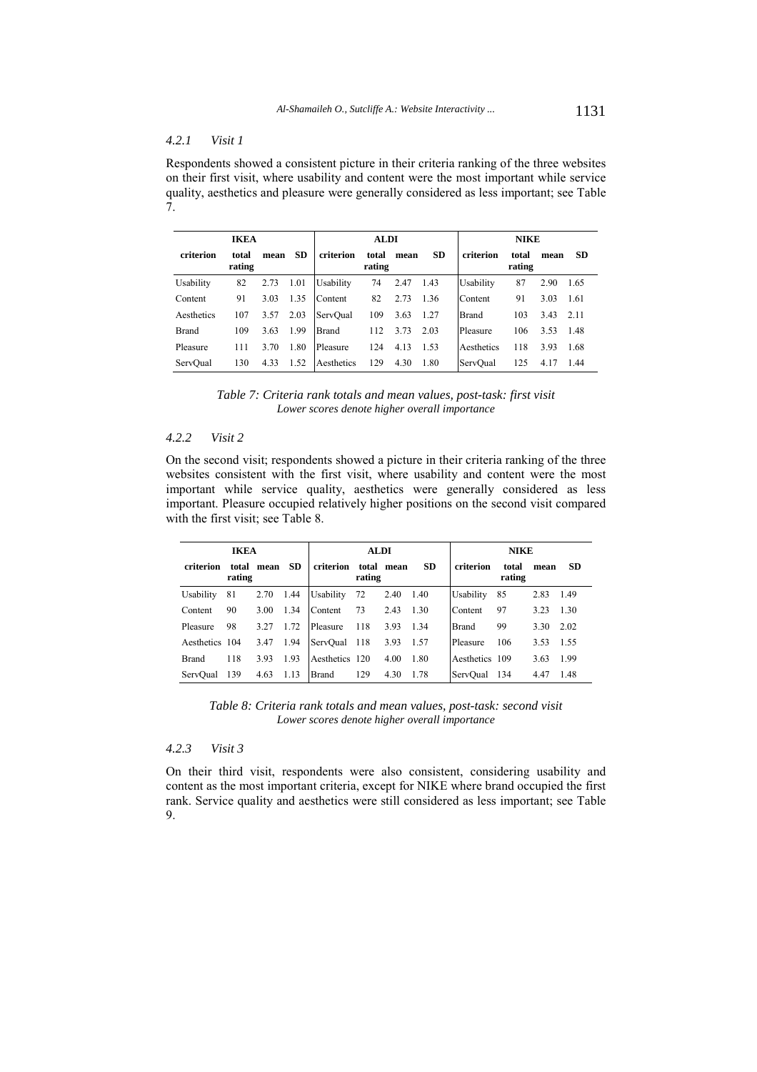#### *4.2.1 Visit 1*

Respondents showed a consistent picture in their criteria ranking of the three websites on their first visit, where usability and content were the most important while service quality, aesthetics and pleasure were generally considered as less important; see Table 7.

| IKEA | | | | ALDI | | | | NIKE | | | |
|---|---|---|---|---|---|---|---|---|---|---|---|
| **criterion** | **total rating** | **mean** | **SD** | **criterion** | **total rating** | **mean** | **SD** | **criterion** | **total rating** | **mean** | **SD** |
| Usability | 82 | 2.73 | 1.01 | Usability | 74 | 2.47 | 1.43 | Usability | 87 | 2.90 | 1.65 |
| Content | 91 | 3.03 | 1.35 | Content | 82 | 2.73 | 1.36 | Content | 91 | 3.03 | 1.61 |
| Aesthetics | 107 | 3.57 | 2.03 | ServQual | 109 | 3.63 | 1.27 | Brand | 103 | 3.43 | 2.11 |
| Brand | 109 | 3.63 | 1.99 | Brand | 112 | 3.73 | 2.03 | Pleasure | 106 | 3.53 | 1.48 |
| Pleasure | 111 | 3.70 | 1.80 | Pleasure | 124 | 4.13 | 1.53 | Aesthetics | 118 | 3.93 | 1.68 |
| ServQual | 130 | 4.33 | 1.52 | Aesthetics | 129 | 4.30 | 1.80 | ServQual | 125 | 4.17 | 1.44 |

*Table 7: Criteria rank totals and mean values, post-task: first visit*
*Lower scores denote higher overall importance*

#### *4.2.2 Visit 2*

On the second visit; respondents showed a picture in their criteria ranking of the three websites consistent with the first visit, where usability and content were the most important while service quality, aesthetics were generally considered as less important. Pleasure occupied relatively higher positions on the second visit compared with the first visit; see Table 8.

| IKEA | | | | ALDI | | | | NIKE | | | |
|---|---|---|---|---|---|---|---|---|---|---|---|
| **criterion** | **total rating** | **mean** | **SD** | **criterion** | **total rating** | **mean** | **SD** | **criterion** | **total rating** | **mean** | **SD** |
| Usability | 81 | 2.70 | 1.44 | Usability | 72 | 2.40 | 1.40 | Usability | 85 | 2.83 | 1.49 |
| Content | 90 | 3.00 | 1.34 | Content | 73 | 2.43 | 1.30 | Content | 97 | 3.23 | 1.30 |
| Pleasure | 98 | 3.27 | 1.72 | Pleasure | 118 | 3.93 | 1.34 | Brand | 99 | 3.30 | 2.02 |
| Aesthetics | 104 | 3.47 | 1.94 | ServQual | 118 | 3.93 | 1.57 | Pleasure | 106 | 3.53 | 1.55 |
| Brand | 118 | 3.93 | 1.93 | Aesthetics | 120 | 4.00 | 1.80 | Aesthetics | 109 | 3.63 | 1.99 |
| ServQual | 139 | 4.63 | 1.13 | Brand | 129 | 4.30 | 1.78 | ServQual | 134 | 4.47 | 1.48 |

*Table 8: Criteria rank totals and mean values, post-task: second visit*
*Lower scores denote higher overall importance*

#### *4.2.3 Visit 3*

On their third visit, respondents were also consistent, considering usability and content as the most important criteria, except for NIKE where brand occupied the first rank. Service quality and aesthetics were still considered as less important; see Table 9.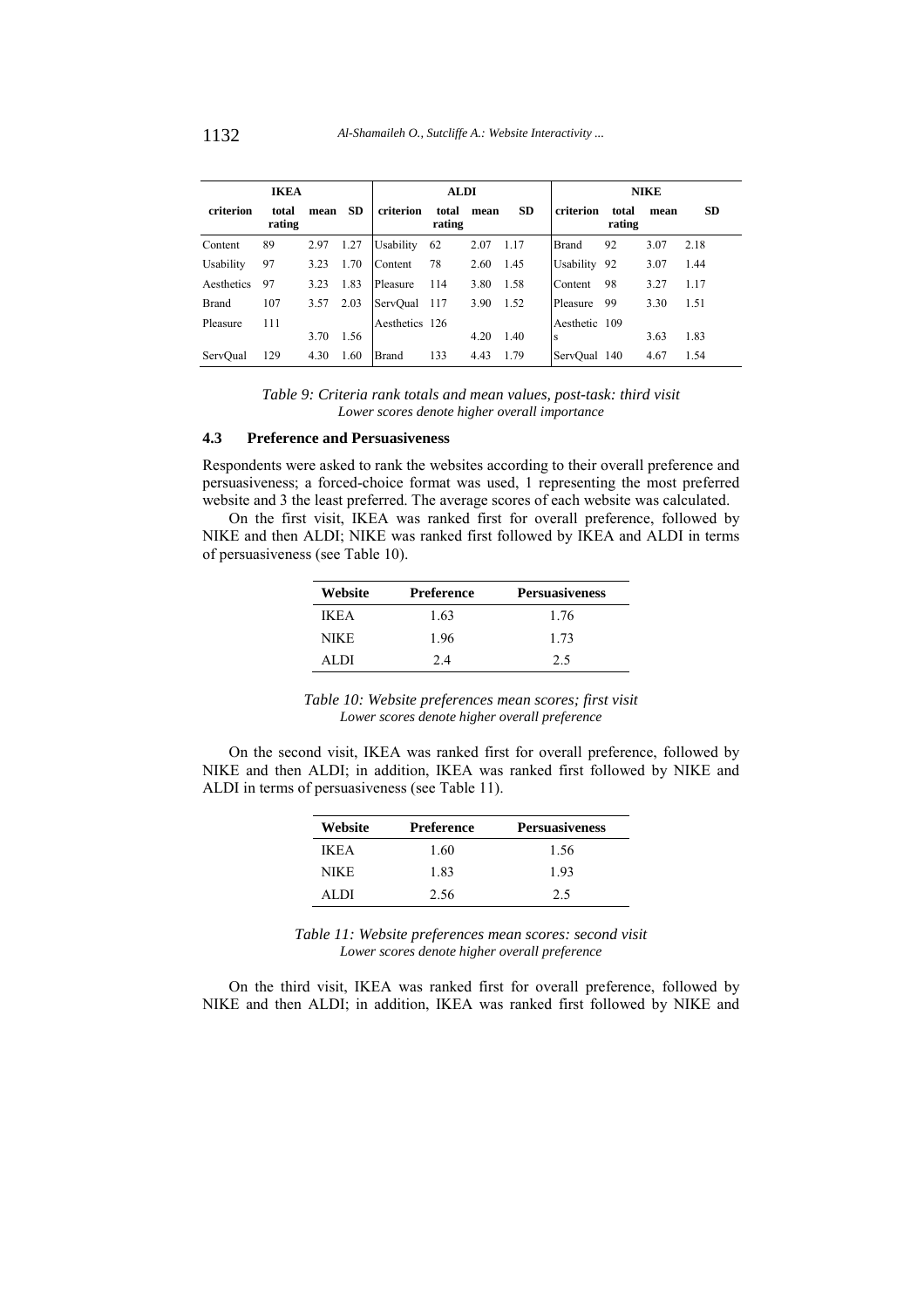| IKEA | | | | ALDI | | | | NIKE | | | |
|---|---|---|---|---|---|---|---|---|---|---|---|
| criterion | total rating | mean | SD | criterion | total rating | mean | SD | criterion | total rating | mean | SD |
| Content | 89 | 2.97 | 1.27 | Usability | 62 | 2.07 | 1.17 | Brand | 92 | 3.07 | 2.18 |
| Usability | 97 | 3.23 | 1.70 | Content | 78 | 2.60 | 1.45 | Usability | 92 | 3.07 | 1.44 |
| Aesthetics | 97 | 3.23 | 1.83 | Pleasure | 114 | 3.80 | 1.58 | Content | 98 | 3.27 | 1.17 |
| Brand | 107 | 3.57 | 2.03 | ServQual | 117 | 3.90 | 1.52 | Pleasure | 99 | 3.30 | 1.51 |
| Pleasure | 111 | 3.70 | 1.56 | Aesthetics | 126 | 4.20 | 1.40 | Aesthetics | 109 | 3.63 | 1.83 |
| ServQual | 129 | 4.30 | 1.60 | Brand | 133 | 4.43 | 1.79 | ServQual | 140 | 4.67 | 1.54 |

*Table 9: Criteria rank totals and mean values, post-task: third visit*
*Lower scores denote higher overall importance*

### 4.3 Preference and Persuasiveness

Respondents were asked to rank the websites according to their overall preference and persuasiveness; a forced-choice format was used, 1 representing the most preferred website and 3 the least preferred. The average scores of each website was calculated.

On the first visit, IKEA was ranked first for overall preference, followed by NIKE and then ALDI; NIKE was ranked first followed by IKEA and ALDI in terms of persuasiveness (see Table 10).

| Website | Preference | Persuasiveness |
|---|---|---|
| IKEA | 1.63 | 1.76 |
| NIKE | 1.96 | 1.73 |
| ALDI | 2.4 | 2.5 |

*Table 10: Website preferences mean scores; first visit*
*Lower scores denote higher overall preference*

On the second visit, IKEA was ranked first for overall preference, followed by NIKE and then ALDI; in addition, IKEA was ranked first followed by NIKE and ALDI in terms of persuasiveness (see Table 11).

| Website | Preference | Persuasiveness |
|---|---|---|
| IKEA | 1.60 | 1.56 |
| NIKE | 1.83 | 1.93 |
| ALDI | 2.56 | 2.5 |

*Table 11: Website preferences mean scores: second visit*
*Lower scores denote higher overall preference*

On the third visit, IKEA was ranked first for overall preference, followed by NIKE and then ALDI; in addition, IKEA was ranked first followed by NIKE and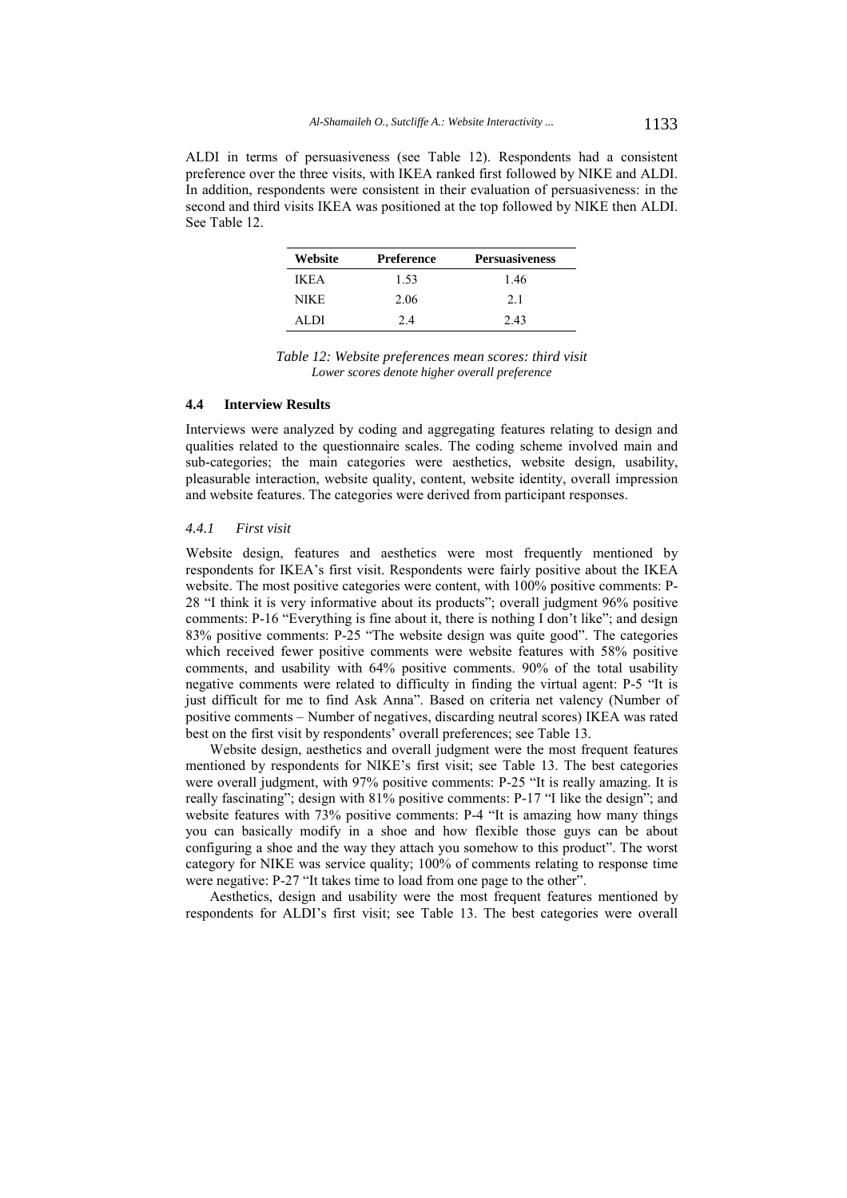ALDI in terms of persuasiveness (see Table 12). Respondents had a consistent preference over the three visits, with IKEA ranked first followed by NIKE and ALDI. In addition, respondents were consistent in their evaluation of persuasiveness: in the second and third visits IKEA was positioned at the top followed by NIKE then ALDI. See Table 12.

| Website | Preference | Persuasiveness |
|---|---|---|
| IKEA | 1.53 | 1.46 |
| NIKE | 2.06 | 2.1 |
| ALDI | 2.4 | 2.43 |

*Table 12: Website preferences mean scores: third visit*
*Lower scores denote higher overall preference*

### 4.4 Interview Results

Interviews were analyzed by coding and aggregating features relating to design and qualities related to the questionnaire scales. The coding scheme involved main and sub-categories; the main categories were aesthetics, website design, usability, pleasurable interaction, website quality, content, website identity, overall impression and website features. The categories were derived from participant responses.

#### *4.4.1 First visit*

Website design, features and aesthetics were most frequently mentioned by respondents for IKEA's first visit. Respondents were fairly positive about the IKEA website. The most positive categories were content, with 100% positive comments: P-28 "I think it is very informative about its products"; overall judgment 96% positive comments: P-16 "Everything is fine about it, there is nothing I don't like"; and design 83% positive comments: P-25 "The website design was quite good". The categories which received fewer positive comments were website features with 58% positive comments, and usability with 64% positive comments. 90% of the total usability negative comments were related to difficulty in finding the virtual agent: P-5 "It is just difficult for me to find Ask Anna". Based on criteria net valency (Number of positive comments – Number of negatives, discarding neutral scores) IKEA was rated best on the first visit by respondents' overall preferences; see Table 13.

Website design, aesthetics and overall judgment were the most frequent features mentioned by respondents for NIKE's first visit; see Table 13. The best categories were overall judgment, with 97% positive comments: P-25 "It is really amazing. It is really fascinating"; design with 81% positive comments: P-17 "I like the design"; and website features with 73% positive comments: P-4 "It is amazing how many things you can basically modify in a shoe and how flexible those guys can be about configuring a shoe and the way they attach you somehow to this product". The worst category for NIKE was service quality; 100% of comments relating to response time were negative: P-27 "It takes time to load from one page to the other".

Aesthetics, design and usability were the most frequent features mentioned by respondents for ALDI's first visit; see Table 13. The best categories were overall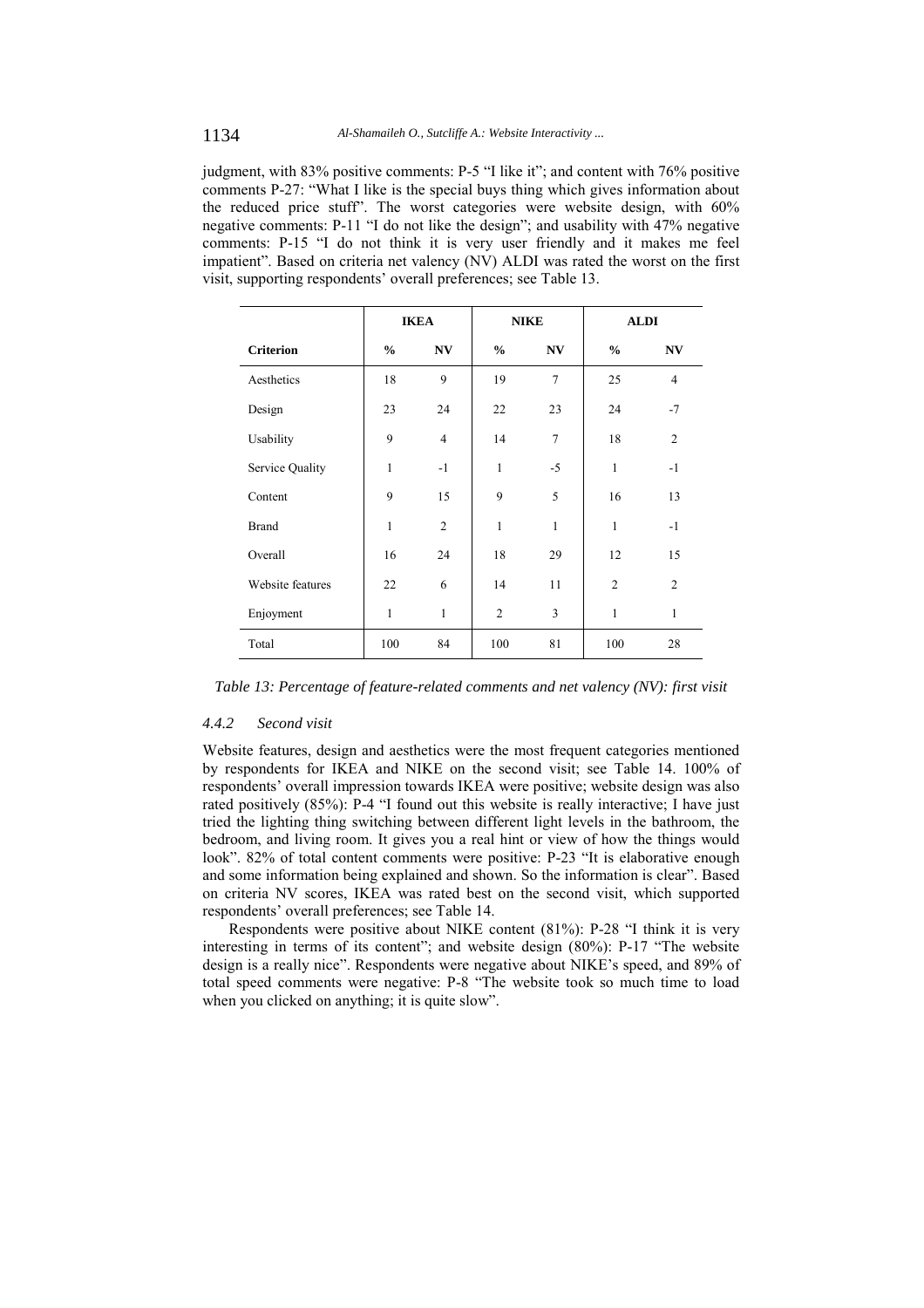judgment, with 83% positive comments: P-5 "I like it"; and content with 76% positive comments P-27: "What I like is the special buys thing which gives information about the reduced price stuff". The worst categories were website design, with 60% negative comments: P-11 "I do not like the design"; and usability with 47% negative comments: P-15 "I do not think it is very user friendly and it makes me feel impatient". Based on criteria net valency (NV) ALDI was rated the worst on the first visit, supporting respondents' overall preferences; see Table 13.

| | IKEA | | NIKE | | ALDI | |
|---|---|---|---|---|---|---|
| **Criterion** | **%** | **NV** | **%** | **NV** | **%** | **NV** |
| Aesthetics | 18 | 9 | 19 | 7 | 25 | 4 |
| Design | 23 | 24 | 22 | 23 | 24 | -7 |
| Usability | 9 | 4 | 14 | 7 | 18 | 2 |
| Service Quality | 1 | -1 | 1 | -5 | 1 | -1 |
| Content | 9 | 15 | 9 | 5 | 16 | 13 |
| Brand | 1 | 2 | 1 | 1 | 1 | -1 |
| Overall | 16 | 24 | 18 | 29 | 12 | 15 |
| Website features | 22 | 6 | 14 | 11 | 2 | 2 |
| Enjoyment | 1 | 1 | 2 | 3 | 1 | 1 |
| Total | 100 | 84 | 100 | 81 | 100 | 28 |

*Table 13: Percentage of feature-related comments and net valency (NV): first visit*

#### *4.4.2 Second visit*

Website features, design and aesthetics were the most frequent categories mentioned by respondents for IKEA and NIKE on the second visit; see Table 14. 100% of respondents' overall impression towards IKEA were positive; website design was also rated positively (85%): P-4 "I found out this website is really interactive; I have just tried the lighting thing switching between different light levels in the bathroom, the bedroom, and living room. It gives you a real hint or view of how the things would look". 82% of total content comments were positive: P-23 "It is elaborative enough and some information being explained and shown. So the information is clear". Based on criteria NV scores, IKEA was rated best on the second visit, which supported respondents' overall preferences; see Table 14.

Respondents were positive about NIKE content (81%): P-28 "I think it is very interesting in terms of its content"; and website design (80%): P-17 "The website design is a really nice". Respondents were negative about NIKE's speed, and 89% of total speed comments were negative: P-8 "The website took so much time to load when you clicked on anything; it is quite slow".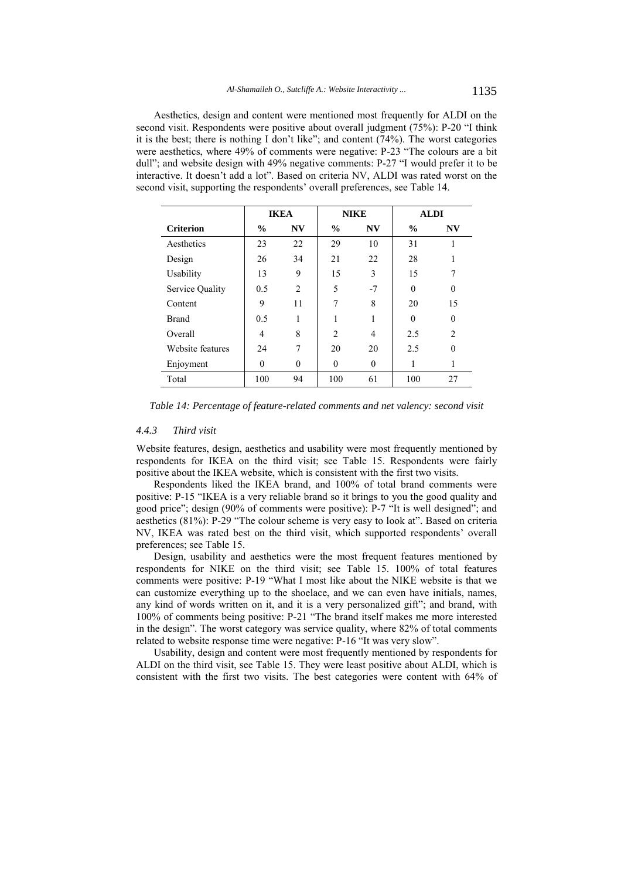Aesthetics, design and content were mentioned most frequently for ALDI on the second visit. Respondents were positive about overall judgment (75%): P-20 "I think it is the best; there is nothing I don't like"; and content (74%). The worst categories were aesthetics, where 49% of comments were negative: P-23 "The colours are a bit dull"; and website design with 49% negative comments: P-27 "I would prefer it to be interactive. It doesn't add a lot". Based on criteria NV, ALDI was rated worst on the second visit, supporting the respondents' overall preferences, see Table 14.

| | IKEA | | NIKE | | ALDI | |
|---|---|---|---|---|---|---|
| **Criterion** | **%** | **NV** | **%** | **NV** | **%** | **NV** |
| Aesthetics | 23 | 22 | 29 | 10 | 31 | 1 |
| Design | 26 | 34 | 21 | 22 | 28 | 1 |
| Usability | 13 | 9 | 15 | 3 | 15 | 7 |
| Service Quality | 0.5 | 2 | 5 | -7 | 0 | 0 |
| Content | 9 | 11 | 7 | 8 | 20 | 15 |
| Brand | 0.5 | 1 | 1 | 1 | 0 | 0 |
| Overall | 4 | 8 | 2 | 4 | 2.5 | 2 |
| Website features | 24 | 7 | 20 | 20 | 2.5 | 0 |
| Enjoyment | 0 | 0 | 0 | 0 | 1 | 1 |
| Total | 100 | 94 | 100 | 61 | 100 | 27 |

*Table 14: Percentage of feature-related comments and net valency: second visit*

### *4.4.3 Third visit*

Website features, design, aesthetics and usability were most frequently mentioned by respondents for IKEA on the third visit; see Table 15. Respondents were fairly positive about the IKEA website, which is consistent with the first two visits.

Respondents liked the IKEA brand, and 100% of total brand comments were positive: P-15 "IKEA is a very reliable brand so it brings to you the good quality and good price"; design (90% of comments were positive): P-7 "It is well designed"; and aesthetics (81%): P-29 "The colour scheme is very easy to look at". Based on criteria NV, IKEA was rated best on the third visit, which supported respondents' overall preferences; see Table 15.

Design, usability and aesthetics were the most frequent features mentioned by respondents for NIKE on the third visit; see Table 15. 100% of total features comments were positive: P-19 "What I most like about the NIKE website is that we can customize everything up to the shoelace, and we can even have initials, names, any kind of words written on it, and it is a very personalized gift"; and brand, with 100% of comments being positive: P-21 "The brand itself makes me more interested in the design". The worst category was service quality, where 82% of total comments related to website response time were negative: P-16 "It was very slow".

Usability, design and content were most frequently mentioned by respondents for ALDI on the third visit, see Table 15. They were least positive about ALDI, which is consistent with the first two visits. The best categories were content with 64% of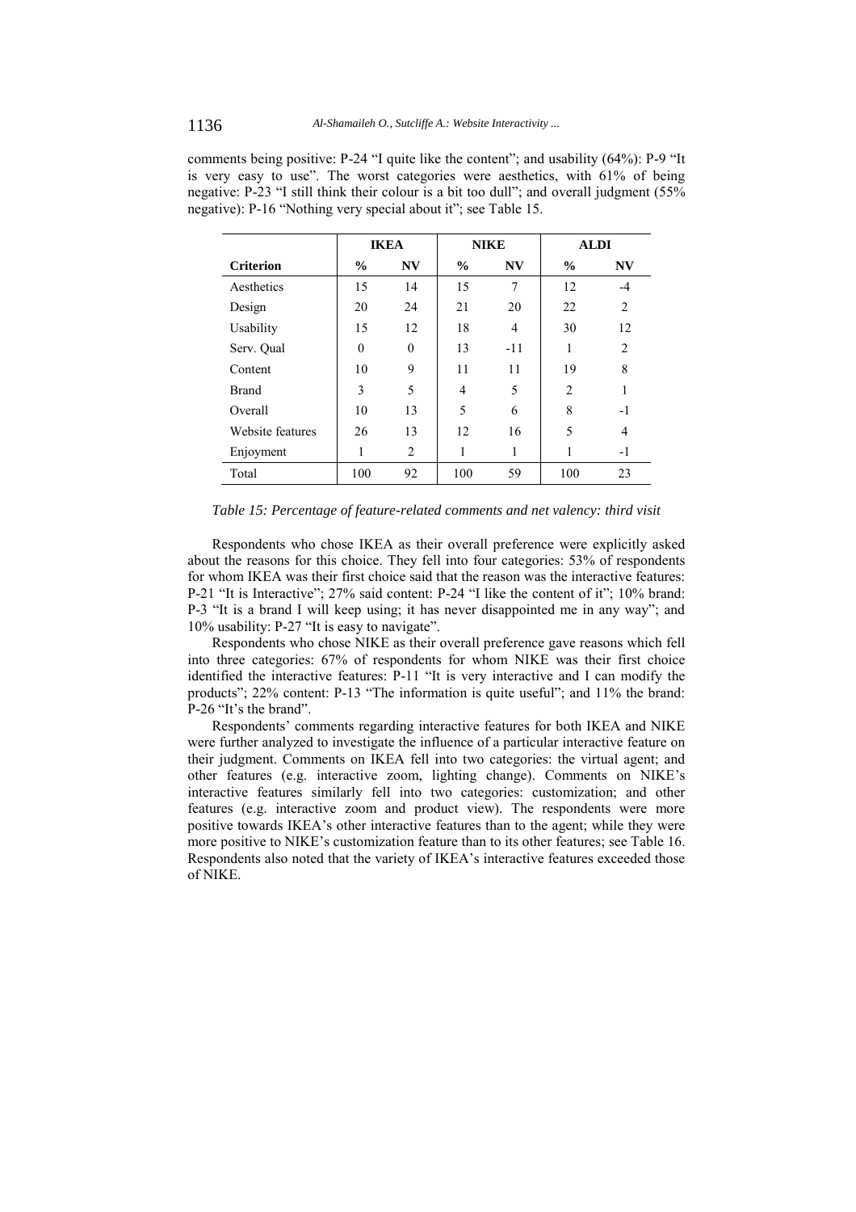comments being positive: P-24 "I quite like the content"; and usability (64%): P-9 "It is very easy to use". The worst categories were aesthetics, with 61% of being negative: P-23 "I still think their colour is a bit too dull"; and overall judgment (55% negative): P-16 "Nothing very special about it"; see Table 15.

| | IKEA | | NIKE | | ALDI | |
|---|---|---|---|---|---|---|
| **Criterion** | **%** | **NV** | **%** | **NV** | **%** | **NV** |
| Aesthetics | 15 | 14 | 15 | 7 | 12 | -4 |
| Design | 20 | 24 | 21 | 20 | 22 | 2 |
| Usability | 15 | 12 | 18 | 4 | 30 | 12 |
| Serv. Qual | 0 | 0 | 13 | -11 | 1 | 2 |
| Content | 10 | 9 | 11 | 11 | 19 | 8 |
| Brand | 3 | 5 | 4 | 5 | 2 | 1 |
| Overall | 10 | 13 | 5 | 6 | 8 | -1 |
| Website features | 26 | 13 | 12 | 16 | 5 | 4 |
| Enjoyment | 1 | 2 | 1 | 1 | 1 | -1 |
| Total | 100 | 92 | 100 | 59 | 100 | 23 |

*Table 15: Percentage of feature-related comments and net valency: third visit*

Respondents who chose IKEA as their overall preference were explicitly asked about the reasons for this choice. They fell into four categories: 53% of respondents for whom IKEA was their first choice said that the reason was the interactive features: P-21 "It is Interactive"; 27% said content: P-24 "I like the content of it"; 10% brand: P-3 "It is a brand I will keep using; it has never disappointed me in any way"; and 10% usability: P-27 "It is easy to navigate".

Respondents who chose NIKE as their overall preference gave reasons which fell into three categories: 67% of respondents for whom NIKE was their first choice identified the interactive features: P-11 "It is very interactive and I can modify the products"; 22% content: P-13 "The information is quite useful"; and 11% the brand: P-26 "It's the brand".

Respondents' comments regarding interactive features for both IKEA and NIKE were further analyzed to investigate the influence of a particular interactive feature on their judgment. Comments on IKEA fell into two categories: the virtual agent; and other features (e.g. interactive zoom, lighting change). Comments on NIKE's interactive features similarly fell into two categories: customization; and other features (e.g. interactive zoom and product view). The respondents were more positive towards IKEA's other interactive features than to the agent; while they were more positive to NIKE's customization feature than to its other features; see Table 16. Respondents also noted that the variety of IKEA's interactive features exceeded those of NIKE.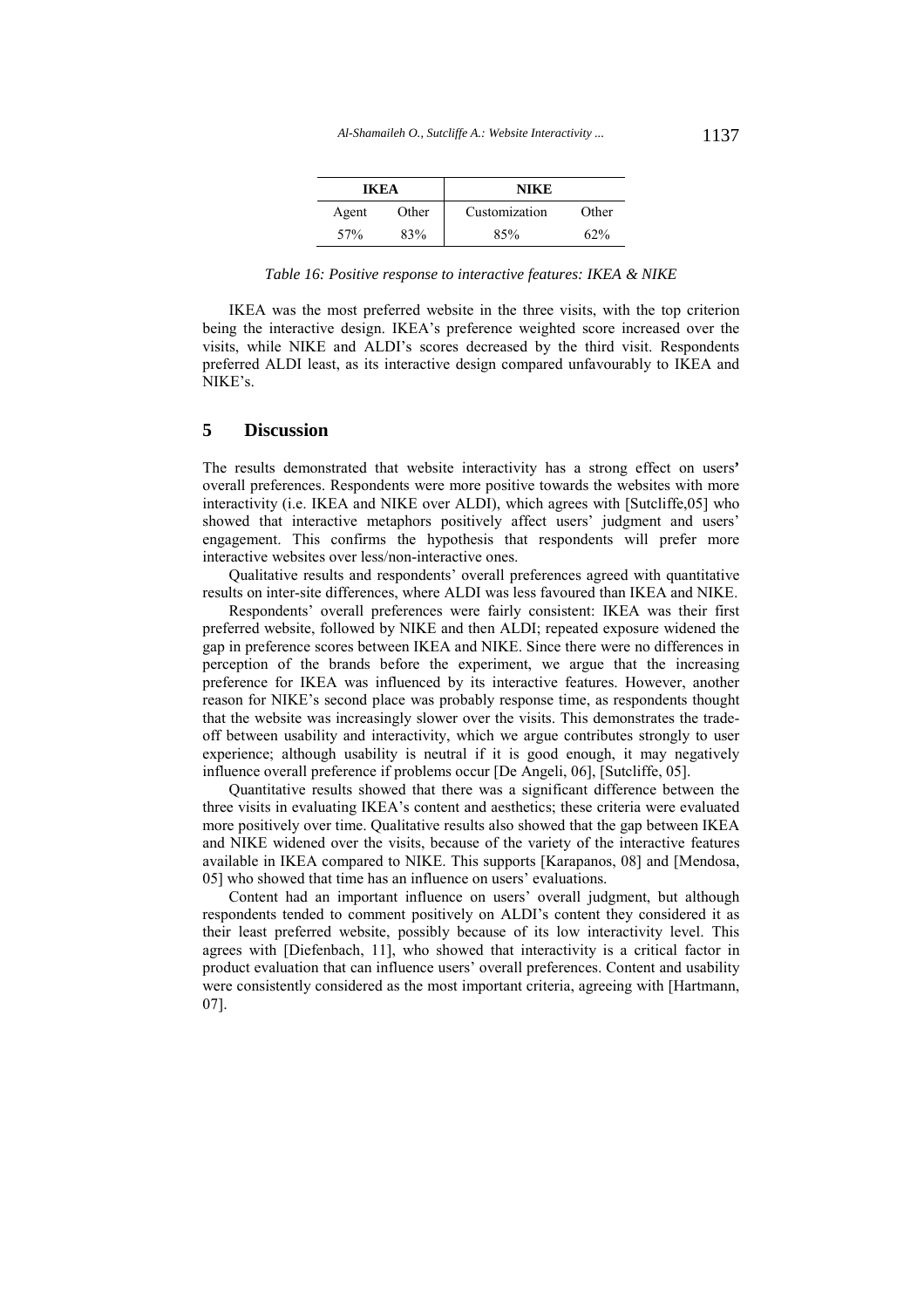| IKEA | | NIKE | |
|---|---|---|---|
| Agent | Other | Customization | Other |
| 57% | 83% | 85% | 62% |

*Table 16: Positive response to interactive features: IKEA & NIKE*

IKEA was the most preferred website in the three visits, with the top criterion being the interactive design. IKEA's preference weighted score increased over the visits, while NIKE and ALDI's scores decreased by the third visit. Respondents preferred ALDI least, as its interactive design compared unfavourably to IKEA and NIKE's.

## 5 Discussion

The results demonstrated that website interactivity has a strong effect on users' overall preferences. Respondents were more positive towards the websites with more interactivity (i.e. IKEA and NIKE over ALDI), which agrees with [Sutcliffe,05] who showed that interactive metaphors positively affect users' judgment and users' engagement. This confirms the hypothesis that respondents will prefer more interactive websites over less/non-interactive ones.

Qualitative results and respondents' overall preferences agreed with quantitative results on inter-site differences, where ALDI was less favoured than IKEA and NIKE.

Respondents' overall preferences were fairly consistent: IKEA was their first preferred website, followed by NIKE and then ALDI; repeated exposure widened the gap in preference scores between IKEA and NIKE. Since there were no differences in perception of the brands before the experiment, we argue that the increasing preference for IKEA was influenced by its interactive features. However, another reason for NIKE's second place was probably response time, as respondents thought that the website was increasingly slower over the visits. This demonstrates the trade-off between usability and interactivity, which we argue contributes strongly to user experience; although usability is neutral if it is good enough, it may negatively influence overall preference if problems occur [De Angeli, 06], [Sutcliffe, 05].

Quantitative results showed that there was a significant difference between the three visits in evaluating IKEA's content and aesthetics; these criteria were evaluated more positively over time. Qualitative results also showed that the gap between IKEA and NIKE widened over the visits, because of the variety of the interactive features available in IKEA compared to NIKE. This supports [Karapanos, 08] and [Mendosa, 05] who showed that time has an influence on users' evaluations.

Content had an important influence on users' overall judgment, but although respondents tended to comment positively on ALDI's content they considered it as their least preferred website, possibly because of its low interactivity level. This agrees with [Diefenbach, 11], who showed that interactivity is a critical factor in product evaluation that can influence users' overall preferences. Content and usability were consistently considered as the most important criteria, agreeing with [Hartmann, 07].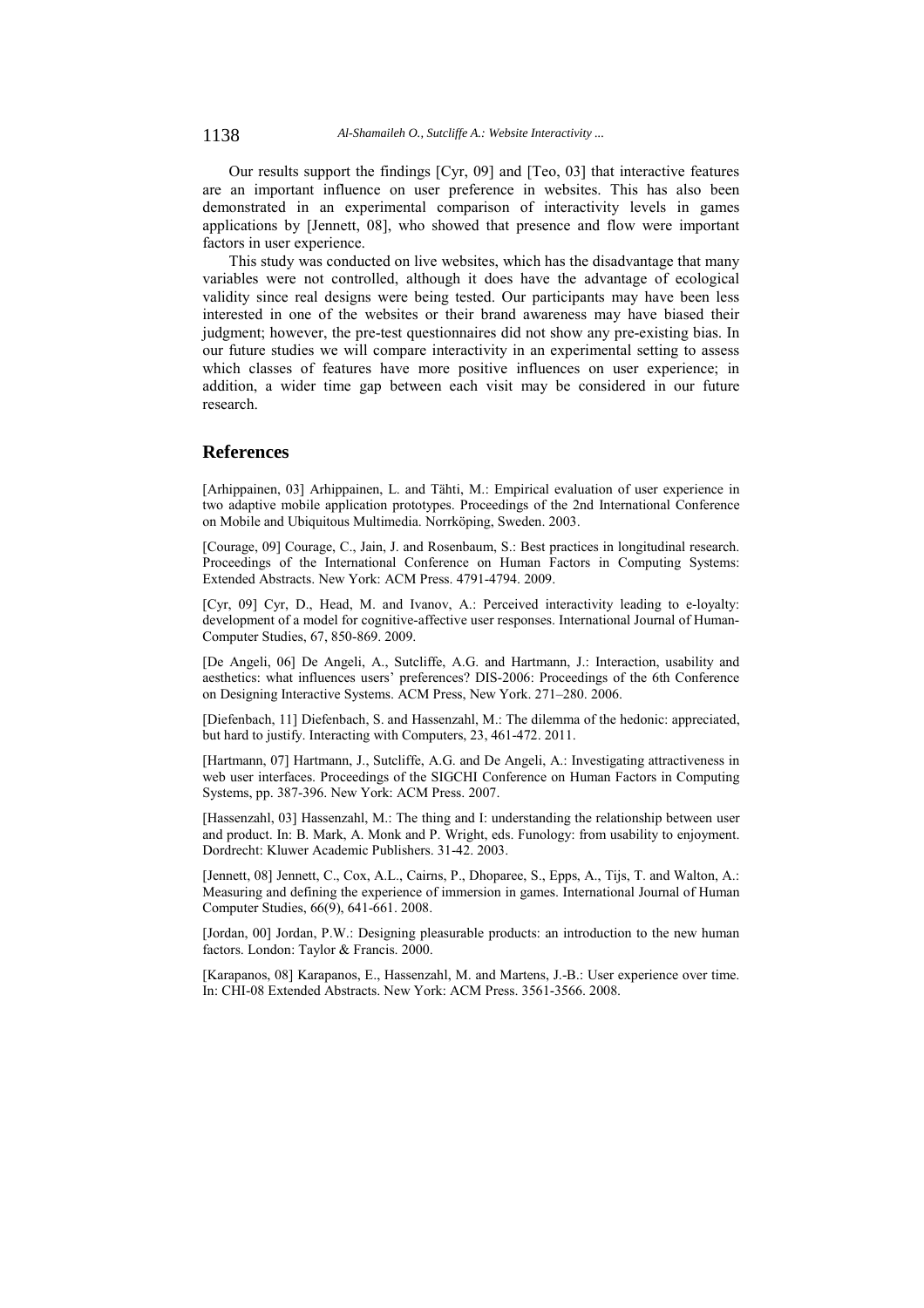Our results support the findings [Cyr, 09] and [Teo, 03] that interactive features are an important influence on user preference in websites. This has also been demonstrated in an experimental comparison of interactivity levels in games applications by [Jennett, 08], who showed that presence and flow were important factors in user experience.

This study was conducted on live websites, which has the disadvantage that many variables were not controlled, although it does have the advantage of ecological validity since real designs were being tested. Our participants may have been less interested in one of the websites or their brand awareness may have biased their judgment; however, the pre-test questionnaires did not show any pre-existing bias. In our future studies we will compare interactivity in an experimental setting to assess which classes of features have more positive influences on user experience; in addition, a wider time gap between each visit may be considered in our future research.

## References

[Arhippainen, 03] Arhippainen, L. and Tähti, M.: Empirical evaluation of user experience in two adaptive mobile application prototypes. Proceedings of the 2nd International Conference on Mobile and Ubiquitous Multimedia. Norrköping, Sweden. 2003.

[Courage, 09] Courage, C., Jain, J. and Rosenbaum, S.: Best practices in longitudinal research. Proceedings of the International Conference on Human Factors in Computing Systems: Extended Abstracts. New York: ACM Press. 4791-4794. 2009.

[Cyr, 09] Cyr, D., Head, M. and Ivanov, A.: Perceived interactivity leading to e-loyalty: development of a model for cognitive-affective user responses. International Journal of Human-Computer Studies, 67, 850-869. 2009.

[De Angeli, 06] De Angeli, A., Sutcliffe, A.G. and Hartmann, J.: Interaction, usability and aesthetics: what influences users' preferences? DIS-2006: Proceedings of the 6th Conference on Designing Interactive Systems. ACM Press, New York. 271–280. 2006.

[Diefenbach, 11] Diefenbach, S. and Hassenzahl, M.: The dilemma of the hedonic: appreciated, but hard to justify. Interacting with Computers, 23, 461-472. 2011.

[Hartmann, 07] Hartmann, J., Sutcliffe, A.G. and De Angeli, A.: Investigating attractiveness in web user interfaces. Proceedings of the SIGCHI Conference on Human Factors in Computing Systems, pp. 387-396. New York: ACM Press. 2007.

[Hassenzahl, 03] Hassenzahl, M.: The thing and I: understanding the relationship between user and product. In: B. Mark, A. Monk and P. Wright, eds. Funology: from usability to enjoyment. Dordrecht: Kluwer Academic Publishers. 31-42. 2003.

[Jennett, 08] Jennett, C., Cox, A.L., Cairns, P., Dhoparee, S., Epps, A., Tijs, T. and Walton, A.: Measuring and defining the experience of immersion in games. International Journal of Human Computer Studies, 66(9), 641-661. 2008.

[Jordan, 00] Jordan, P.W.: Designing pleasurable products: an introduction to the new human factors. London: Taylor & Francis. 2000.

[Karapanos, 08] Karapanos, E., Hassenzahl, M. and Martens, J.-B.: User experience over time. In: CHI-08 Extended Abstracts. New York: ACM Press. 3561-3566. 2008.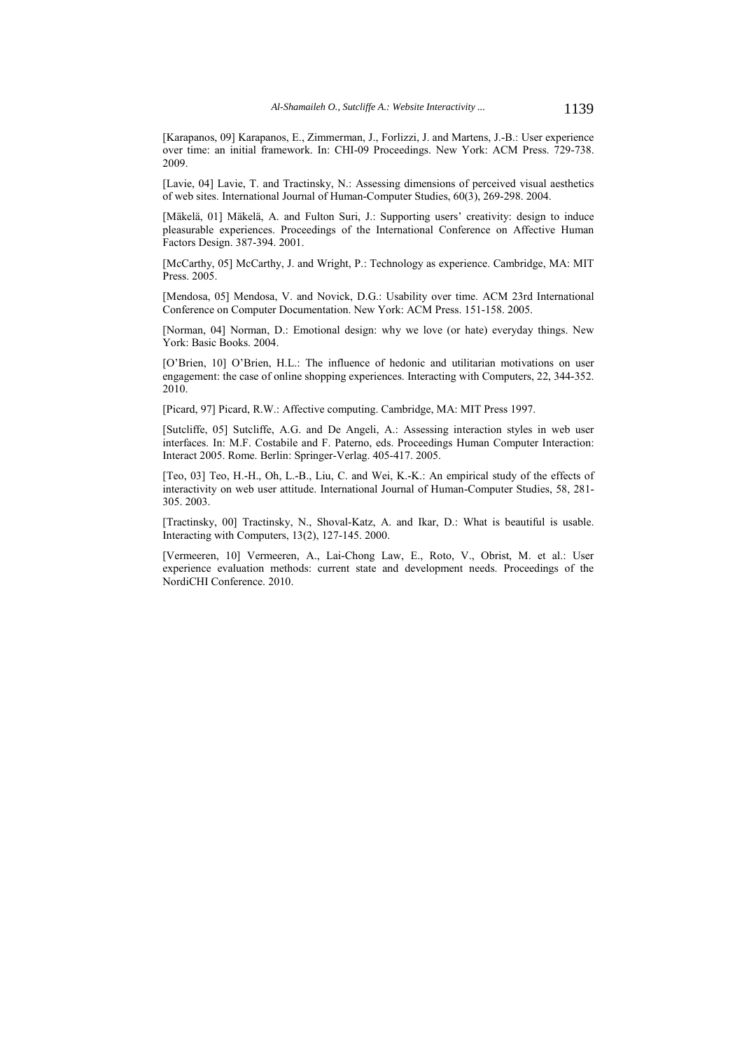[Karapanos, 09] Karapanos, E., Zimmerman, J., Forlizzi, J. and Martens, J.-B.: User experience over time: an initial framework. In: CHI-09 Proceedings. New York: ACM Press. 729-738. 2009.

[Lavie, 04] Lavie, T. and Tractinsky, N.: Assessing dimensions of perceived visual aesthetics of web sites. International Journal of Human-Computer Studies, 60(3), 269-298. 2004.

[Mäkelä, 01] Mäkelä, A. and Fulton Suri, J.: Supporting users' creativity: design to induce pleasurable experiences. Proceedings of the International Conference on Affective Human Factors Design. 387-394. 2001.

[McCarthy, 05] McCarthy, J. and Wright, P.: Technology as experience. Cambridge, MA: MIT Press. 2005.

[Mendosa, 05] Mendosa, V. and Novick, D.G.: Usability over time. ACM 23rd International Conference on Computer Documentation. New York: ACM Press. 151-158. 2005.

[Norman, 04] Norman, D.: Emotional design: why we love (or hate) everyday things. New York: Basic Books. 2004.

[O'Brien, 10] O'Brien, H.L.: The influence of hedonic and utilitarian motivations on user engagement: the case of online shopping experiences. Interacting with Computers, 22, 344-352. 2010.

[Picard, 97] Picard, R.W.: Affective computing. Cambridge, MA: MIT Press 1997.

[Sutcliffe, 05] Sutcliffe, A.G. and De Angeli, A.: Assessing interaction styles in web user interfaces. In: M.F. Costabile and F. Paterno, eds. Proceedings Human Computer Interaction: Interact 2005. Rome. Berlin: Springer-Verlag. 405-417. 2005.

[Teo, 03] Teo, H.-H., Oh, L.-B., Liu, C. and Wei, K.-K.: An empirical study of the effects of interactivity on web user attitude. International Journal of Human-Computer Studies, 58, 281-305. 2003.

[Tractinsky, 00] Tractinsky, N., Shoval-Katz, A. and Ikar, D.: What is beautiful is usable. Interacting with Computers, 13(2), 127-145. 2000.

[Vermeeren, 10] Vermeeren, A., Lai-Chong Law, E., Roto, V., Obrist, M. et al.: User experience evaluation methods: current state and development needs. Proceedings of the NordiCHI Conference. 2010.